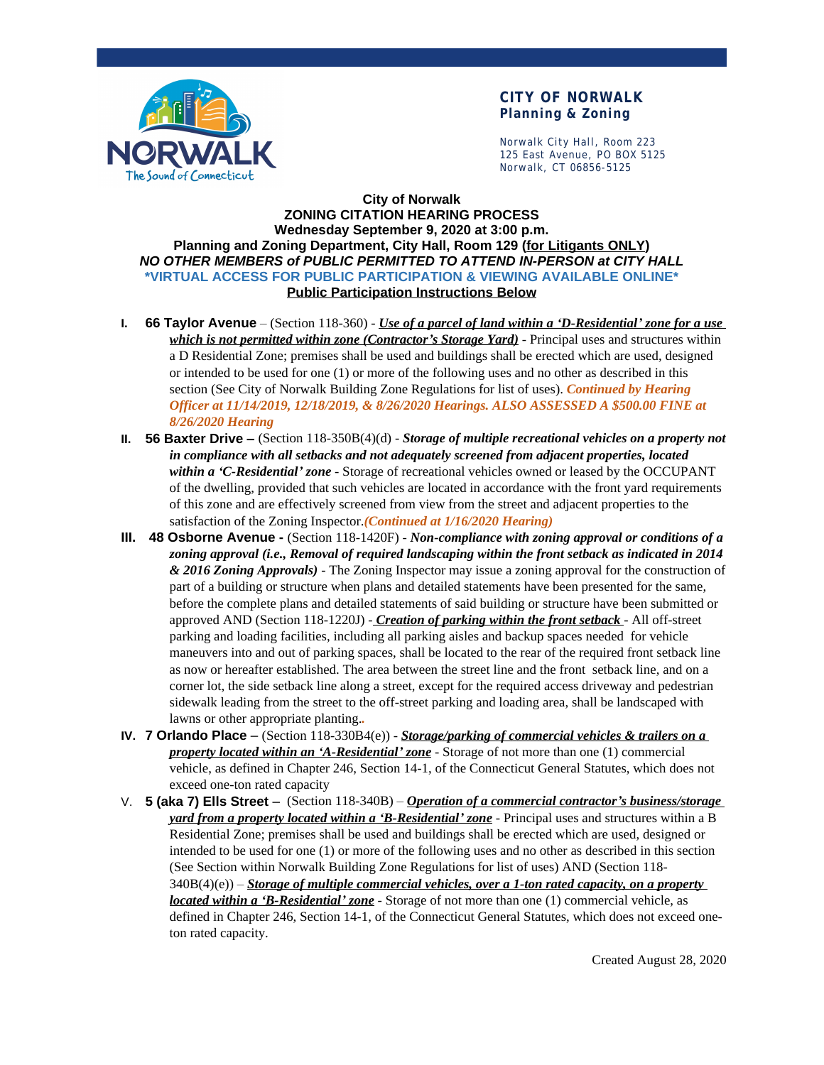**CITY OF NORWALK**
**Planning & Zoning**

Norwalk City Hall, Room 223
125 East Avenue, PO BOX 5125
Norwalk, CT 06856-5125

**City of Norwalk**
**ZONING CITATION HEARING PROCESS**
**Wednesday September 9, 2020 at 3:00 p.m.**
**Planning and Zoning Department, City Hall, Room 129 (for Litigants ONLY)**
***NO OTHER MEMBERS of PUBLIC PERMITTED TO ATTEND IN-PERSON at CITY HALL***
**\*VIRTUAL ACCESS FOR PUBLIC PARTICIPATION & VIEWING AVAILABLE ONLINE\***
**Public Participation Instructions Below**

I. **66 Taylor Avenue** – (Section 118-360) - ***Use of a parcel of land within a 'D-Residential' zone for a use which is not permitted within zone (Contractor's Storage Yard)*** - Principal uses and structures within a D Residential Zone; premises shall be used and buildings shall be erected which are used, designed or intended to be used for one (1) or more of the following uses and no other as described in this section (See City of Norwalk Building Zone Regulations for list of uses). ***Continued by Hearing Officer at 11/14/2019, 12/18/2019, & 8/26/2020 Hearings. ALSO ASSESSED A $500.00 FINE at 8/26/2020 Hearing***

II. **56 Baxter Drive –** (Section 118-350B(4)(d) - ***Storage of multiple recreational vehicles on a property not in compliance with all setbacks and not adequately screened from adjacent properties, located within a 'C-Residential' zone*** - Storage of recreational vehicles owned or leased by the OCCUPANT of the dwelling, provided that such vehicles are located in accordance with the front yard requirements of this zone and are effectively screened from view from the street and adjacent properties to the satisfaction of the Zoning Inspector.***(Continued at 1/16/2020 Hearing)***

III. **48 Osborne Avenue -** (Section 118-1420F) - ***Non-compliance with zoning approval or conditions of a zoning approval (i.e., Removal of required landscaping within the front setback as indicated in 2014 & 2016 Zoning Approvals)*** - The Zoning Inspector may issue a zoning approval for the construction of part of a building or structure when plans and detailed statements have been presented for the same, before the complete plans and detailed statements of said building or structure have been submitted or approved AND (Section 118-1220J) - ***Creation of parking within the front setback*** - All off-street parking and loading facilities, including all parking aisles and backup spaces needed for vehicle maneuvers into and out of parking spaces, shall be located to the rear of the required front setback line as now or hereafter established. The area between the street line and the front setback line, and on a corner lot, the side setback line along a street, except for the required access driveway and pedestrian sidewalk leading from the street to the off-street parking and loading area, shall be landscaped with lawns or other appropriate planting..

IV. **7 Orlando Place –** (Section 118-330B4(e)) - ***Storage/parking of commercial vehicles & trailers on a property located within an 'A-Residential' zone*** - Storage of not more than one (1) commercial vehicle, as defined in Chapter 246, Section 14-1, of the Connecticut General Statutes, which does not exceed one-ton rated capacity

V. **5 (aka 7) Ells Street –** (Section 118-340B) – ***Operation of a commercial contractor's business/storage yard from a property located within a 'B-Residential' zone*** - Principal uses and structures within a B Residential Zone; premises shall be used and buildings shall be erected which are used, designed or intended to be used for one (1) or more of the following uses and no other as described in this section (See Section within Norwalk Building Zone Regulations for list of uses) AND (Section 118-340B(4)(e)) – ***Storage of multiple commercial vehicles, over a 1-ton rated capacity, on a property located within a 'B-Residential' zone*** - Storage of not more than one (1) commercial vehicle, as defined in Chapter 246, Section 14-1, of the Connecticut General Statutes, which does not exceed one-ton rated capacity.

Created August 28, 2020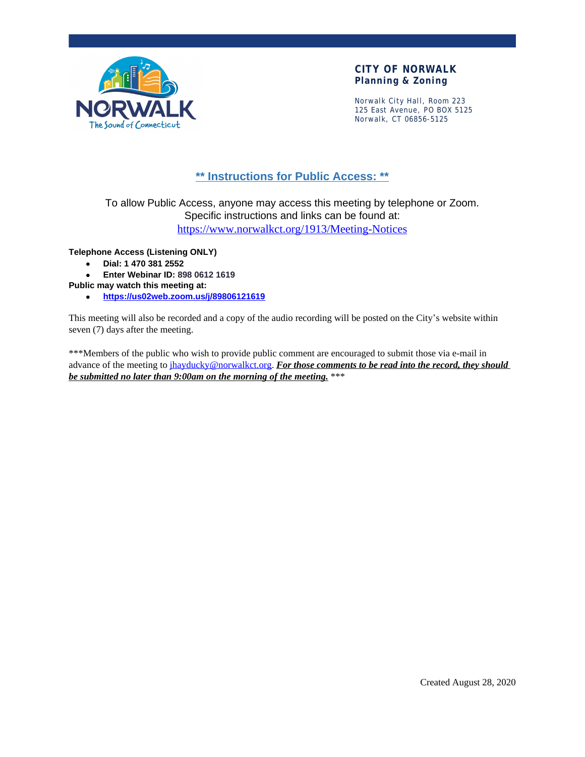**CITY OF NORWALK**
**Planning & Zoning**

Norwalk City Hall, Room 223
125 East Avenue, PO BOX 5125
Norwalk, CT 06856-5125

## ** Instructions for Public Access: **

To allow Public Access, anyone may access this meeting by telephone or Zoom. Specific instructions and links can be found at: https://www.norwalkct.org/1913/Meeting-Notices

**Telephone Access (Listening ONLY)**

- **Dial: 1 470 381 2552**
- **Enter Webinar ID:** 898 0612 1619

**Public may watch this meeting at:**

- **https://us02web.zoom.us/j/89806121619**

This meeting will also be recorded and a copy of the audio recording will be posted on the City's website within seven (7) days after the meeting.

***Members of the public who wish to provide public comment are encouraged to submit those via e-mail in advance of the meeting to jhayducky@norwalkct.org. ***For those comments to be read into the record, they should be submitted no later than 9:00am on the morning of the meeting.*** ***

Created August 28, 2020